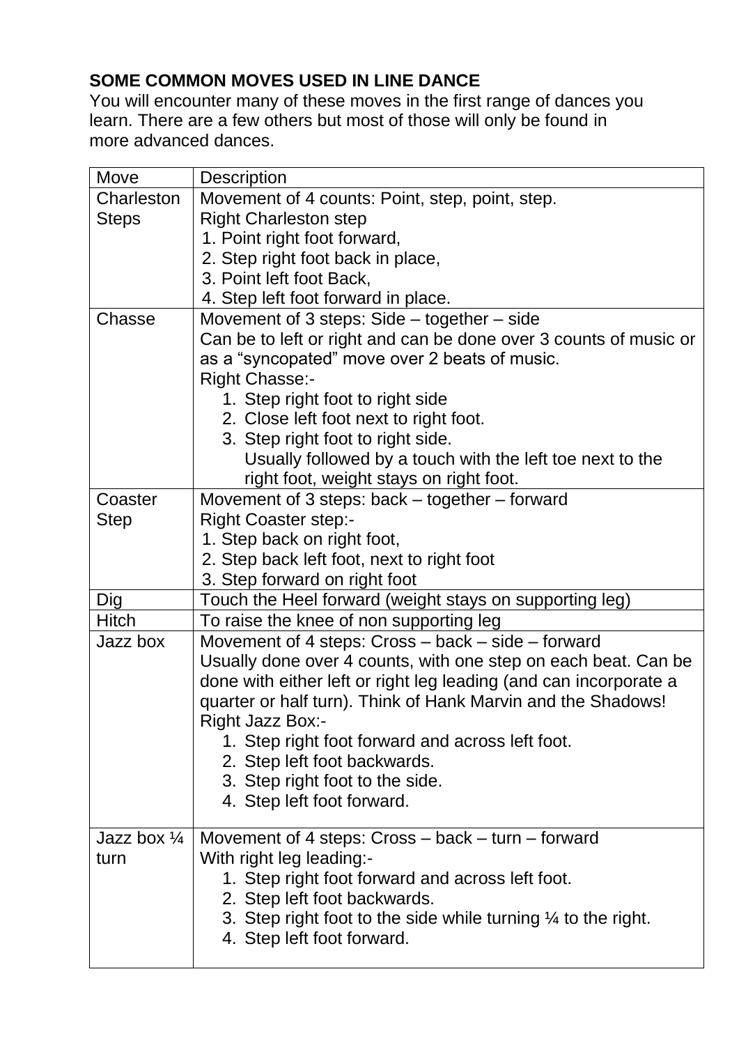## SOME COMMON MOVES USED IN LINE DANCE

You will encounter many of these moves in the first range of dances you learn. There are a few others but most of those will only be found in more advanced dances.

| Move | Description |
|---|---|
| Charleston Steps | Movement of 4 counts: Point, step, point, step.<br>Right Charleston step<br>1. Point right foot forward,<br>2. Step right foot back in place,<br>3. Point left foot Back,<br>4. Step left foot forward in place. |
| Chasse | Movement of 3 steps: Side – together – side<br>Can be to left or right and can be done over 3 counts of music or as a "syncopated" move over 2 beats of music.<br>Right Chasse:-<br>1. Step right foot to right side<br>2. Close left foot next to right foot.<br>3. Step right foot to right side.<br>Usually followed by a touch with the left toe next to the right foot, weight stays on right foot. |
| Coaster Step | Movement of 3 steps: back – together – forward<br>Right Coaster step:-<br>1. Step back on right foot,<br>2. Step back left foot, next to right foot<br>3. Step forward on right foot |
| Dig | Touch the Heel forward (weight stays on supporting leg) |
| Hitch | To raise the knee of non supporting leg |
| Jazz box | Movement of 4 steps: Cross – back – side – forward<br>Usually done over 4 counts, with one step on each beat. Can be done with either left or right leg leading (and can incorporate a quarter or half turn). Think of Hank Marvin and the Shadows!<br>Right Jazz Box:-<br>1. Step right foot forward and across left foot.<br>2. Step left foot backwards.<br>3. Step right foot to the side.<br>4. Step left foot forward. |
| Jazz box ¼ turn | Movement of 4 steps: Cross – back – turn – forward<br>With right leg leading:-<br>1. Step right foot forward and across left foot.<br>2. Step left foot backwards.<br>3. Step right foot to the side while turning ¼ to the right.<br>4. Step left foot forward. |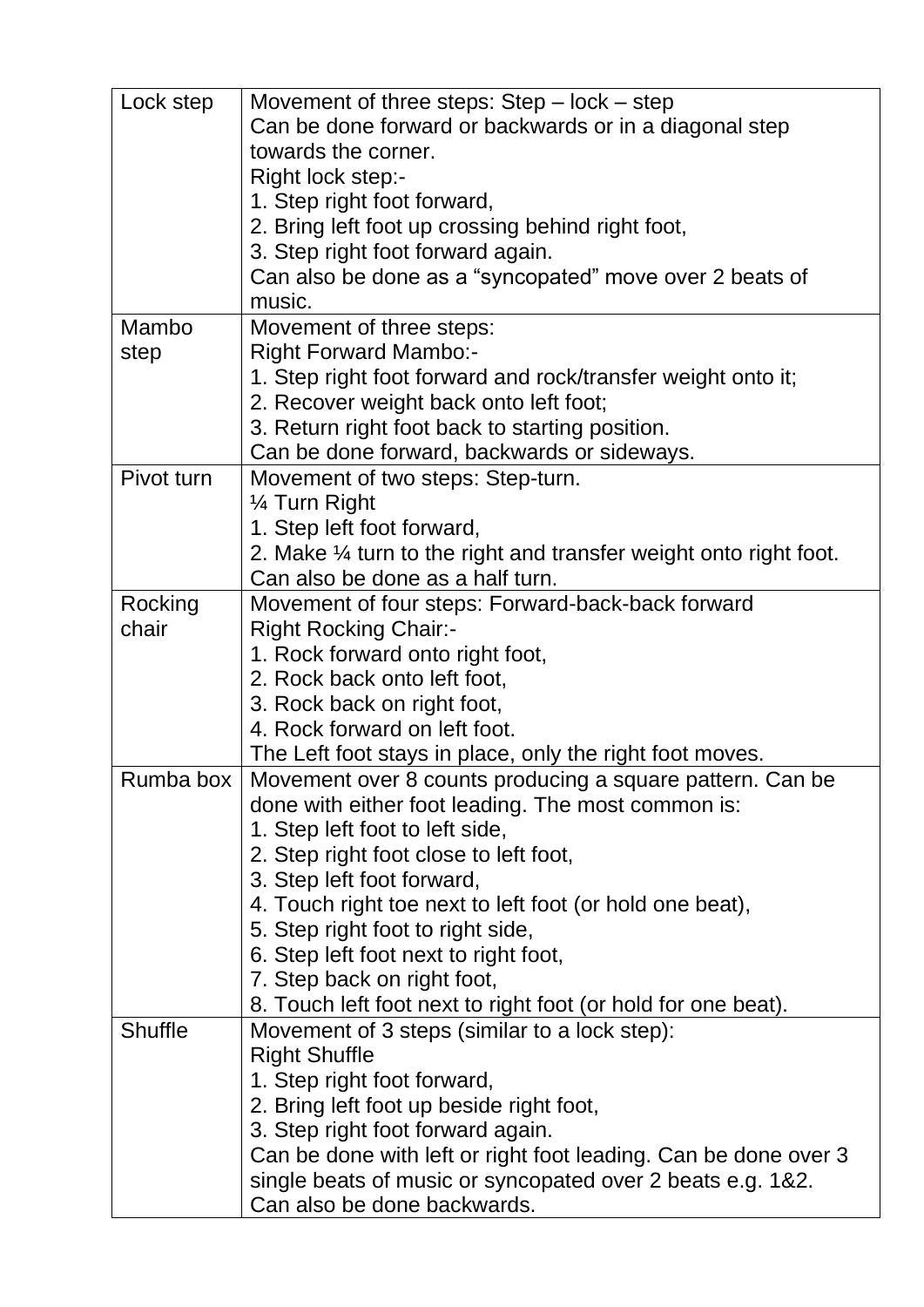| | |
|---|---|
| Lock step | Movement of three steps: Step – lock – step<br>Can be done forward or backwards or in a diagonal step towards the corner.<br>Right lock step:-<br>1. Step right foot forward,<br>2. Bring left foot up crossing behind right foot,<br>3. Step right foot forward again.<br>Can also be done as a "syncopated" move over 2 beats of music. |
| Mambo step | Movement of three steps:<br>Right Forward Mambo:-<br>1. Step right foot forward and rock/transfer weight onto it;<br>2. Recover weight back onto left foot;<br>3. Return right foot back to starting position.<br>Can be done forward, backwards or sideways. |
| Pivot turn | Movement of two steps: Step-turn.<br>¼ Turn Right<br>1. Step left foot forward,<br>2. Make ¼ turn to the right and transfer weight onto right foot.<br>Can also be done as a half turn. |
| Rocking chair | Movement of four steps: Forward-back-back forward<br>Right Rocking Chair:-<br>1. Rock forward onto right foot,<br>2. Rock back onto left foot,<br>3. Rock back on right foot,<br>4. Rock forward on left foot.<br>The Left foot stays in place, only the right foot moves. |
| Rumba box | Movement over 8 counts producing a square pattern. Can be done with either foot leading. The most common is:<br>1. Step left foot to left side,<br>2. Step right foot close to left foot,<br>3. Step left foot forward,<br>4. Touch right toe next to left foot (or hold one beat),<br>5. Step right foot to right side,<br>6. Step left foot next to right foot,<br>7. Step back on right foot,<br>8. Touch left foot next to right foot (or hold for one beat). |
| Shuffle | Movement of 3 steps (similar to a lock step):<br>Right Shuffle<br>1. Step right foot forward,<br>2. Bring left foot up beside right foot,<br>3. Step right foot forward again.<br>Can be done with left or right foot leading. Can be done over 3 single beats of music or syncopated over 2 beats e.g. 1&2.<br>Can also be done backwards. |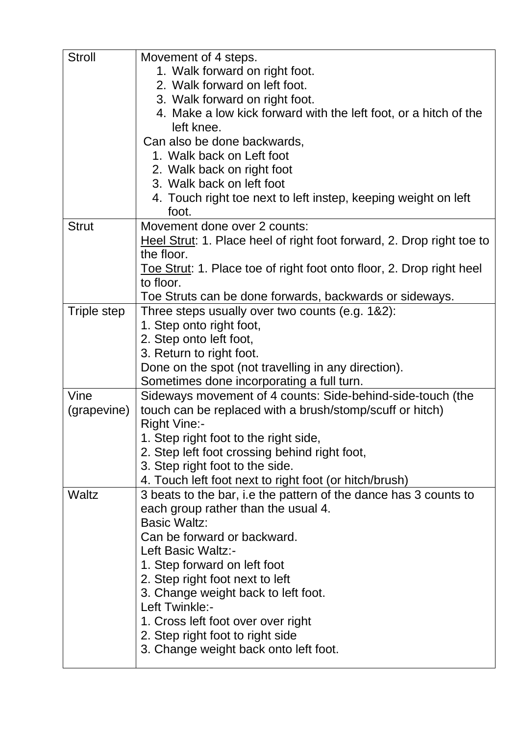| | |
|---|---|
| Stroll | Movement of 4 steps.<br>1. Walk forward on right foot.<br>2. Walk forward on left foot.<br>3. Walk forward on right foot.<br>4. Make a low kick forward with the left foot, or a hitch of the left knee.<br>Can also be done backwards,<br>1. Walk back on Left foot<br>2. Walk back on right foot<br>3. Walk back on left foot<br>4. Touch right toe next to left instep, keeping weight on left foot. |
| Strut | Movement done over 2 counts:<br><u>Heel Strut</u>: 1. Place heel of right foot forward, 2. Drop right toe to the floor.<br><u>Toe Strut</u>: 1. Place toe of right foot onto floor, 2. Drop right heel to floor.<br>Toe Struts can be done forwards, backwards or sideways. |
| Triple step | Three steps usually over two counts (e.g. 1&2):<br>1. Step onto right foot,<br>2. Step onto left foot,<br>3. Return to right foot.<br>Done on the spot (not travelling in any direction).<br>Sometimes done incorporating a full turn. |
| Vine (grapevine) | Sideways movement of 4 counts: Side-behind-side-touch (the touch can be replaced with a brush/stomp/scuff or hitch)<br>Right Vine:-<br>1. Step right foot to the right side,<br>2. Step left foot crossing behind right foot,<br>3. Step right foot to the side.<br>4. Touch left foot next to right foot (or hitch/brush) |
| Waltz | 3 beats to the bar, i.e the pattern of the dance has 3 counts to each group rather than the usual 4.<br>Basic Waltz:<br>Can be forward or backward.<br>Left Basic Waltz:-<br>1. Step forward on left foot<br>2. Step right foot next to left<br>3. Change weight back to left foot.<br>Left Twinkle:-<br>1. Cross left foot over over right<br>2. Step right foot to right side<br>3. Change weight back onto left foot. |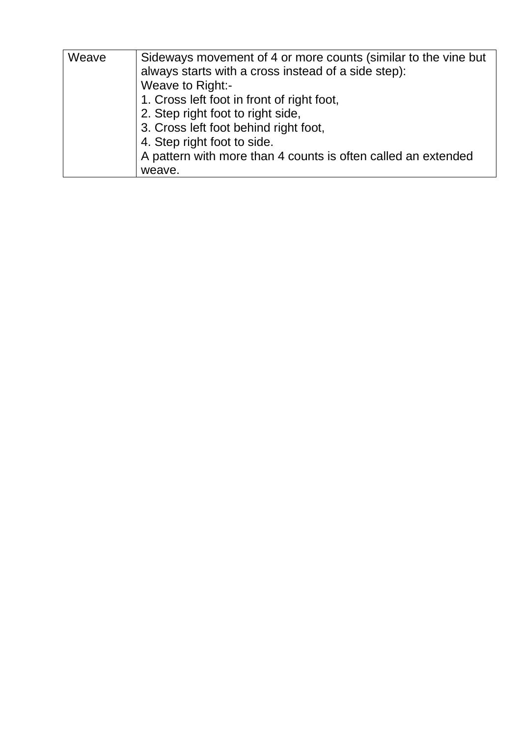| | |
|---|---|
| Weave | Sideways movement of 4 or more counts (similar to the vine but always starts with a cross instead of a side step):<br>Weave to Right:-<br>1. Cross left foot in front of right foot,<br>2. Step right foot to right side,<br>3. Cross left foot behind right foot,<br>4. Step right foot to side.<br>A pattern with more than 4 counts is often called an extended weave. |